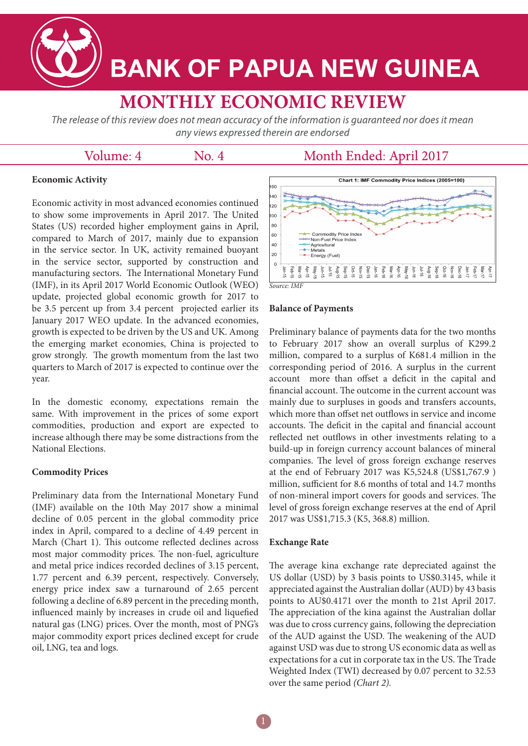# BANK OF PAPUA NEW GUINEA

## MONTHLY ECONOMIC REVIEW

*The release of this review does not mean accuracy of the information is guaranteed nor does it mean any views expressed therein are endorsed*

Volume: 4 No. 4 Month Ended: April 2017

### Economic Activity

Economic activity in most advanced economies continued to show some improvements in April 2017. The United States (US) recorded higher employment gains in April, compared to March of 2017, mainly due to expansion in the service sector. In UK, activity remained buoyant in the service sector, supported by construction and manufacturing sectors. The International Monetary Fund (IMF), in its April 2017 World Economic Outlook (WEO) update, projected global economic growth for 2017 to be 3.5 percent up from 3.4 percent projected earlier its January 2017 WEO update. In the advanced economies, growth is expected to be driven by the US and UK. Among the emerging market economies, China is projected to grow strongly. The growth momentum from the last two quarters to March of 2017 is expected to continue over the year.

In the domestic economy, expectations remain the same. With improvement in the prices of some export commodities, production and export are expected to increase although there may be some distractions from the National Elections.

### Commodity Prices

Preliminary data from the International Monetary Fund (IMF) available on the 10th May 2017 show a minimal decline of 0.05 percent in the global commodity price index in April, compared to a decline of 4.49 percent in March (Chart 1). This outcome reflected declines across most major commodity prices. The non-fuel, agriculture and metal price indices recorded declines of 3.15 percent, 1.77 percent and 6.39 percent, respectively. Conversely, energy price index saw a turnaround of 2.65 percent following a decline of 6.89 percent in the preceding month, influenced mainly by increases in crude oil and liquefied natural gas (LNG) prices. Over the month, most of PNG's major commodity export prices declined except for crude oil, LNG, tea and logs.

**Chart 1: IMF Commodity Price Indices (2005=100)**

*Source: IMF*

### Balance of Payments

Preliminary balance of payments data for the two months to February 2017 show an overall surplus of K299.2 million, compared to a surplus of K681.4 million in the corresponding period of 2016. A surplus in the current account more than offset a deficit in the capital and financial account. The outcome in the current was mainly due to surpluses in goods and transfers accounts, which more than offset net outflows in service and income accounts. The deficit in the capital and financial account reflected net outflows in other investments relating to a build-up in foreign currency account balances of mineral companies. The level of gross foreign exchange reserves at the end of February 2017 was K5,524.8 (US$1,767.9 ) million, sufficient for 8.6 months of total and 14.7 months of non-mineral import covers for goods and services. The level of gross foreign exchange reserves at the end of April 2017 was US$1,715.3 (K5, 368.8) million.

### Exchange Rate

The average kina exchange rate depreciated against the US dollar (USD) by 3 basis points to US$0.3145, while it appreciated against the Australian dollar (AUD) by 43 basis points to AU$0.4171 over the month to 21st April 2017. The appreciation of the kina against the Australian dollar was due to cross currency gains, following the depreciation of the AUD against the USD. The weakening of the AUD against USD was due to strong US economic data as well as expectations for a cut in corporate tax in the US. The Trade Weighted Index (TWI) decreased by 0.07 percent to 32.53 over the same period *(Chart 2).*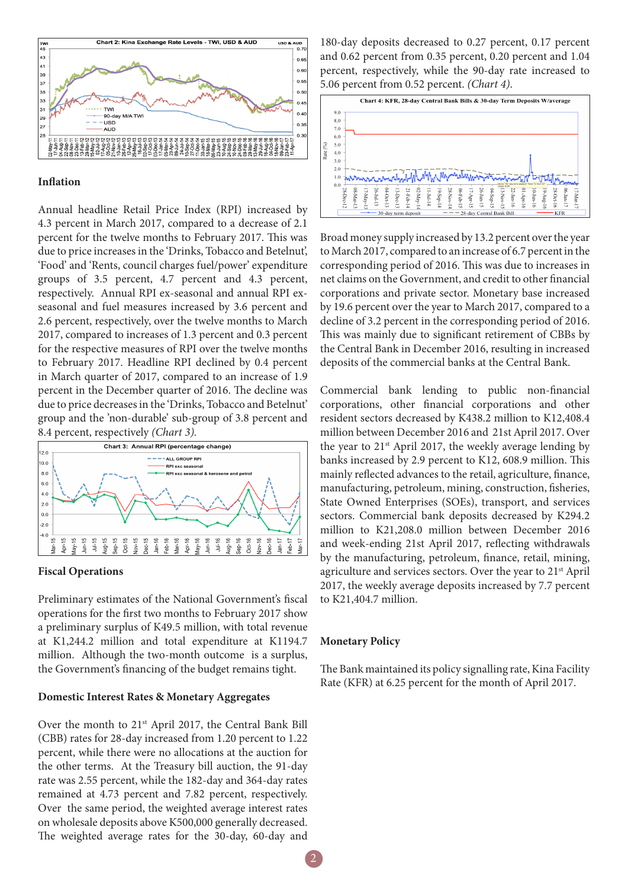## Inflation

Annual headline Retail Price Index (RPI) increased by 4.3 percent in March 2017, compared to a decrease of 2.1 percent for the twelve months to February 2017. This was due to price increases in the 'Drinks, Tobacco and Betelnut', 'Food' and 'Rents, council charges fuel/power' expenditure groups of 3.5 percent, 4.7 percent and 4.3 percent, respectively. Annual RPI ex-seasonal and annual RPI ex-seasonal and fuel measures increased by 3.6 percent and 2.6 percent, respectively, over the twelve months to March 2017, compared to increases of 1.3 percent and 0.3 percent for the respective measures of RPI over the twelve months to February 2017. Headline RPI declined by 0.4 percent in March quarter of 2017, compared to an increase of 1.9 percent in the December quarter of 2016. The decline was due to price decreases in the 'Drinks, Tobacco and Betelnut' group and the 'non-durable' sub-group of 3.8 percent and 8.4 percent, respectively *(Chart 3).*

## Fiscal Operations

Preliminary estimates of the National Government's fiscal operations for the first two months to February 2017 show a preliminary surplus of K49.5 million, with total revenue at K1,244.2 million and total expenditure at K1194.7 million. Although the two-month outcome is a surplus, the Government's financing of the budget remains tight.

## Domestic Interest Rates & Monetary Aggregates

Over the month to 21st April 2017, the Central Bank Bill (CBB) rates for 28-day increased from 1.20 percent to 1.22 percent, while there were no allocations at the auction for the other terms. At the Treasury bill auction, the 91-day rate was 2.55 percent, while the 182-day and 364-day rates remained at 4.73 percent and 7.82 percent, respectively. Over the same period, the weighted average interest rates on wholesale deposits above K500,000 generally decreased. The weighted average rates for the 30-day, 60-day and 180-day deposits decreased to 0.27 percent, 0.17 percent and 0.62 percent from 0.35 percent, 0.20 percent and 1.04 percent, respectively, while the 90-day rate increased to 5.06 percent from 0.52 percent. *(Chart 4).*

Broad money supply increased by 13.2 percent over the year to March 2017, compared to an increase of 6.7 percent in the corresponding period of 2016. This was due to increases in net claims on the Government, and credit to other financial corporations and private sector. Monetary base increased by 19.6 percent over the year to March 2017, compared to a decline of 3.2 percent in the corresponding period of 2016. This was mainly due to significant retirement of CBBs by the Central Bank in December 2016, resulting in increased deposits of the commercial banks at the Central Bank.

Commercial bank lending to public non-financial corporations, other financial corporations and other resident sectors decreased by K438.2 million to K12,408.4 million between December 2016 and 21st April 2017. Over the year to 21st April 2017, the weekly average lending by banks increased by 2.9 percent to K12, 608.9 million. This mainly reflected advances to the retail, agriculture, finance, manufacturing, petroleum, mining, construction, fisheries, State Owned Enterprises (SOEs), transport, and services sectors. Commercial bank deposits decreased by K294.2 million to K21,208.0 million between December 2016 and week-ending 21st April 2017, reflecting withdrawals by the manufacturing, petroleum, finance, retail, mining, agriculture and services sectors. Over the year to 21st April 2017, the weekly average deposits increased by 7.7 percent to K21,404.7 million.

## Monetary Policy

The Bank maintained its policy signalling rate, Kina Facility Rate (KFR) at 6.25 percent for the month of April 2017.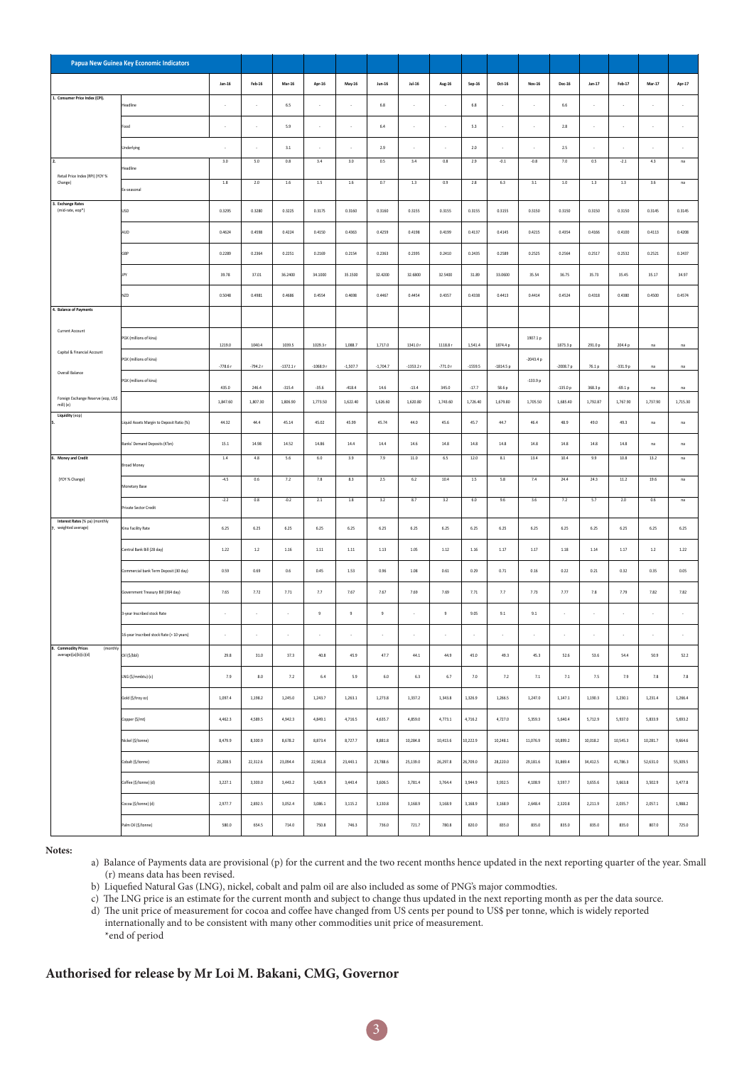| Papua New Guinea Key Economic Indicators | | | | | | | | | | | | | | | | | |
|---|---|---|---|---|---|---|---|---|---|---|---|---|---|---|---|---|---|
| | | Jan-16 | Feb-16 | Mar-16 | Apr-16 | May-16 | Jun-16 | Jul-16 | Aug-16 | Sep-16 | Oct-16 | Nov-16 | Dec-16 | Jan-17 | Feb-17 | Mar-17 | Apr-17 |
| 1. Consumer Price Index (CPI). | Headline | - | - | 6.5 | - | - | 6.8 | - | - | 6.8 | - | - | 6.6 | - | - | - | - |
| | Food | - | - | 5.9 | - | - | 6.4 | - | - | 5.3 | - | - | 2.8 | - | - | - | - |
| | Underlying | - | - | 3.1 | - | - | 2.9 | - | - | 2.0 | - | - | 2.5 | - | - | - | - |
| 2. Retail Price Index (RPI) (YOY % Change) | Headline | 3.0 | 5.0 | 0.8 | 3.4 | 3.0 | 0.5 | 3.4 | 0.8 | 2.9 | -0.1 | -0.8 | 7.0 | 0.5 | -2.1 | 4.3 | na |
| | Ex-seasonal | 1.8 | 2.0 | 1.6 | 1.5 | 1.6 | 0.7 | 1.3 | 0.9 | 2.8 | 6.3 | 3.1 | 1.0 | 1.3 | 1.3 | 3.6 | na |
| 3. Exchange Rates (mid-rate, eop*) | USD | 0.3295 | 0.3280 | 0.3225 | 0.3175 | 0.3160 | 0.3160 | 0.3155 | 0.3155 | 0.3155 | 0.3155 | 0.3150 | 0.3150 | 0.3150 | 0.3150 | 0.3145 | 0.3145 |
| | AUD | 0.4624 | 0.4598 | 0.4224 | 0.4150 | 0.4363 | 0.4259 | 0.4198 | 0.4199 | 0.4137 | 0.4145 | 0.4215 | 0.4354 | 0.4166 | 0.4100 | 0.4113 | 0.4208 |
| | GBP | 0.2289 | 0.2364 | 0.2251 | 0.2169 | 0.2154 | 0.2363 | 0.2395 | 0.2410 | 0.2435 | 0.2589 | 0.2525 | 0.2564 | 0.2517 | 0.2532 | 0.2521 | 0.2437 |
| | JPY | 39.78 | 37.01 | 36.2400 | 34.1000 | 35.1500 | 32.4200 | 32.6800 | 32.5400 | 31.89 | 33.0600 | 35.54 | 36.75 | 35.73 | 35.45 | 35.17 | 34.97 |
| | NZD | 0.5048 | 0.4981 | 0.4686 | 0.4554 | 0.4698 | 0.4467 | 0.4454 | 0.4357 | 0.4338 | 0.4413 | 0.4414 | 0.4524 | 0.4318 | 0.4380 | 0.4500 | 0.4574 |
| 4. Balance of Payments | | | | | | | | | | | | | | | | | |
| Current Account | PGK (millions of kina) | 1219.0 | 1040.4 | 1039.5 | 1029.3 r | 1,088.7 | 1,717.0 | 1341.0 r | 1118.8 r | 1,541.4 | 1874.4 p | 1907.1 p | 1873.3 p | 291.0 p | 204.4 p | na | na |
| Capital & Financial Account | PGK (millions of kina) | -778.6 r | -794.2 r | -1372.1 r | -1068.9 r | -1,507.7 | -1,704.7 | -1353.2 r | -771.0 r | -1559.5 | -1814.5 p | -2043.4 p | -2008.7 p | 76.1 p | -331.9 p | na | na |
| Overall Balance | PGK (millions of kina) | 435.0 | 246.4 | -315.4 | -35.6 | -418.4 | 14.6 | -13.4 | 345.0 | -17.7 | 58.6 p | -133.9 p | -135.0 p | 368.3 p | -69.1 p | na | na |
| Foreign Exchange Reserve (eop, US$ mill) (e) | | 1,847.60 | 1,807.30 | 1,806.90 | 1,773.50 | 1,622.40 | 1,626.60 | 1,620.80 | 1,743.60 | 1,726.40 | 1,679.80 | 1,705.50 | 1,685.40 | 1,792.87 | 1,767.90 | 1,737.90 | 1,715.30 |
| 5. Liquidity (eop) | Liquid Assets Margin to Deposit Ratio (%) | 44.32 | 44.4 | 45.14 | 45.02 | 45.99 | 45.74 | 44.0 | 45.6 | 45.7 | 44.7 | 46.4 | 48.9 | 49.0 | 49.3 | na | na |
| | Banks' Demand Deposits (K'bn) | 15.1 | 14.98 | 14.52 | 14.86 | 14.4 | 14.4 | 14.6 | 14.8 | 14.8 | 14.8 | 14.8 | 14.8 | 14.8 | 14.8 | na | na |
| 6. Money and Credit (YOY % Change) | Broad Money | 1.4 | 4.8 | 5.6 | 6.0 | 3.9 | 7.9 | 11.0 | 6.5 | 12.0 | 8.1 | 13.4 | 10.4 | 9.9 | 10.8 | 13.2 | na |
| | Monetary Base | -4.5 | 0.6 | 7.2 | 7.8 | 8.3 | 2.5 | 6.2 | 10.4 | 1.5 | 5.8 | 7.4 | 24.4 | 24.3 | 11.2 | 19.6 | na |
| | Private Sector Credit | -2.2 | 0.8 | -0.2 | 2.1 | 1.8 | 3.2 | 8.7 | 3.2 | 6.0 | 9.6 | 3.6 | 7.2 | 5.7 | 2.0 | 0.6 | na |
| 7. Interest Rates (% pa) (monthly weighted average) | Kina Facility Rate | 6.25 | 6.25 | 6.25 | 6.25 | 6.25 | 6.25 | 6.25 | 6.25 | 6.25 | 6.25 | 6.25 | 6.25 | 6.25 | 6.25 | 6.25 | 6.25 |
| | Central Bank Bill (28 day) | 1.22 | 1.2 | 1.16 | 1.11 | 1.11 | 1.13 | 1.05 | 1.12 | 1.16 | 1.17 | 1.17 | 1.18 | 1.14 | 1.17 | 1.2 | 1.22 |
| | Commercial bank Term Deposit (30 day) | 0.59 | 0.69 | 0.6 | 0.45 | 1.53 | 0.96 | 1.08 | 0.61 | 0.29 | 0.71 | 0.16 | 0.22 | 0.21 | 0.32 | 0.35 | 0.05 |
| | Government Treasury Bill (364 day) | 7.65 | 7.72 | 7.71 | 7.7 | 7.67 | 7.67 | 7.69 | 7.69 | 7.71 | 7.7 | 7.73 | 7.77 | 7.8 | 7.79 | 7.82 | 7.82 |
| | 3-year Inscribed stock Rate | - | - | - | 9 | 9 | 9 | - | 9 | 9.05 | 9.1 | 9.1 | - | - | - | - | - |
| | 16-year Inscribed stock Rate (> 10 years) | - | - | - | - | - | - | - | - | - | - | - | - | - | - | - | - |
| 8. Commodity Prices (monthly average)(a)(b)(c)(d) | Oil ($/bbl) | 29.8 | 31.0 | 37.3 | 40.8 | 45.9 | 47.7 | 44.1 | 44.9 | 45.0 | 49.3 | 45.3 | 52.6 | 53.6 | 54.4 | 50.9 | 52.2 |
| | LNG ($/mmbtu) (c) | 7.9 | 8.0 | 7.2 | 6.4 | 5.9 | 6.0 | 6.3 | 6.7 | 7.0 | 7.2 | 7.1 | 7.1 | 7.5 | 7.9 | 7.8 | 7.8 |
| | Gold ($/troy oz) | 1,097.4 | 1,198.2 | 1,245.0 | 1,243.7 | 1,263.1 | 1,273.8 | 1,337.2 | 1,343.8 | 1,326.9 | 1,266.5 | 1,247.0 | 1,147.1 | 1,190.3 | 1,230.1 | 1,231.4 | 1,266.4 |
| | Copper ($/mt) | 4,462.3 | 4,589.5 | 4,942.3 | 4,849.1 | 4,716.5 | 4,635.7 | 4,859.0 | 4,773.1 | 4,716.2 | 4,727.0 | 5,359.3 | 5,640.4 | 5,712.9 | 5,937.0 | 5,833.9 | 5,693.2 |
| | Nickel ($/tonne) | 8,479.9 | 8,300.9 | 8,678.2 | 8,873.4 | 8,727.7 | 8,881.8 | 10,284.8 | 10,413.6 | 10,222.9 | 10,248.1 | 11,076.9 | 10,899.2 | 10,018.2 | 10,545.3 | 10,281.7 | 9,664.6 |
| | Cobalt ($/tonne) | 23,208.5 | 22,312.6 | 23,094.4 | 22,961.8 | 23,443.1 | 23,788.6 | 25,139.0 | 26,297.8 | 26,709.0 | 28,220.0 | 29,181.6 | 31,869.4 | 34,412.5 | 41,786.3 | 52,631.0 | 55,309.5 |
| | Coffee ($/tonne) (d) | 3,227.1 | 3,303.0 | 3,443.2 | 3,426.9 | 3,443.4 | 3,606.5 | 3,781.4 | 3,764.4 | 3,944.9 | 3,992.5 | 4,108.9 | 3,597.7 | 3,655.6 | 3,663.8 | 3,502.9 | 3,477.8 |
| | Cocoa ($/tonne) (d) | 2,977.7 | 2,892.5 | 3,052.4 | 3,086.1 | 3,115.2 | 3,130.8 | 3,168.9 | 3,168.9 | 3,168.9 | 3,168.9 | 2,648.4 | 2,320.8 | 2,211.9 | 2,035.7 | 2,057.1 | 1,988.2 |
| | Palm Oil ($/tonne) | 580.0 | 654.5 | 714.0 | 750.8 | 746.3 | 736.0 | 721.7 | 780.8 | 820.0 | 835.0 | 835.0 | 835.0 | 835.0 | 835.0 | 807.0 | 725.0 |

**Notes:**

a) Balance of Payments data are provisional (p) for the current and the two recent months hence updated in the next reporting quarter of the year. Small (r) means data has been revised.

b) Liquefied Natural Gas (LNG), nickel, cobalt and palm oil are also included as some of PNG's major commodties.

c) The LNG price is an estimate for the current month and subject to change thus updated in the next reporting month as per the data source.

d) The unit price of measurement for cocoa and coffee have changed from US cents per pound to US$ per tonne, which is widely reported internationally and to be consistent with many other commodities unit price of measurement.

*end of period

## Authorised for release by Mr Loi M. Bakani, CMG, Governor